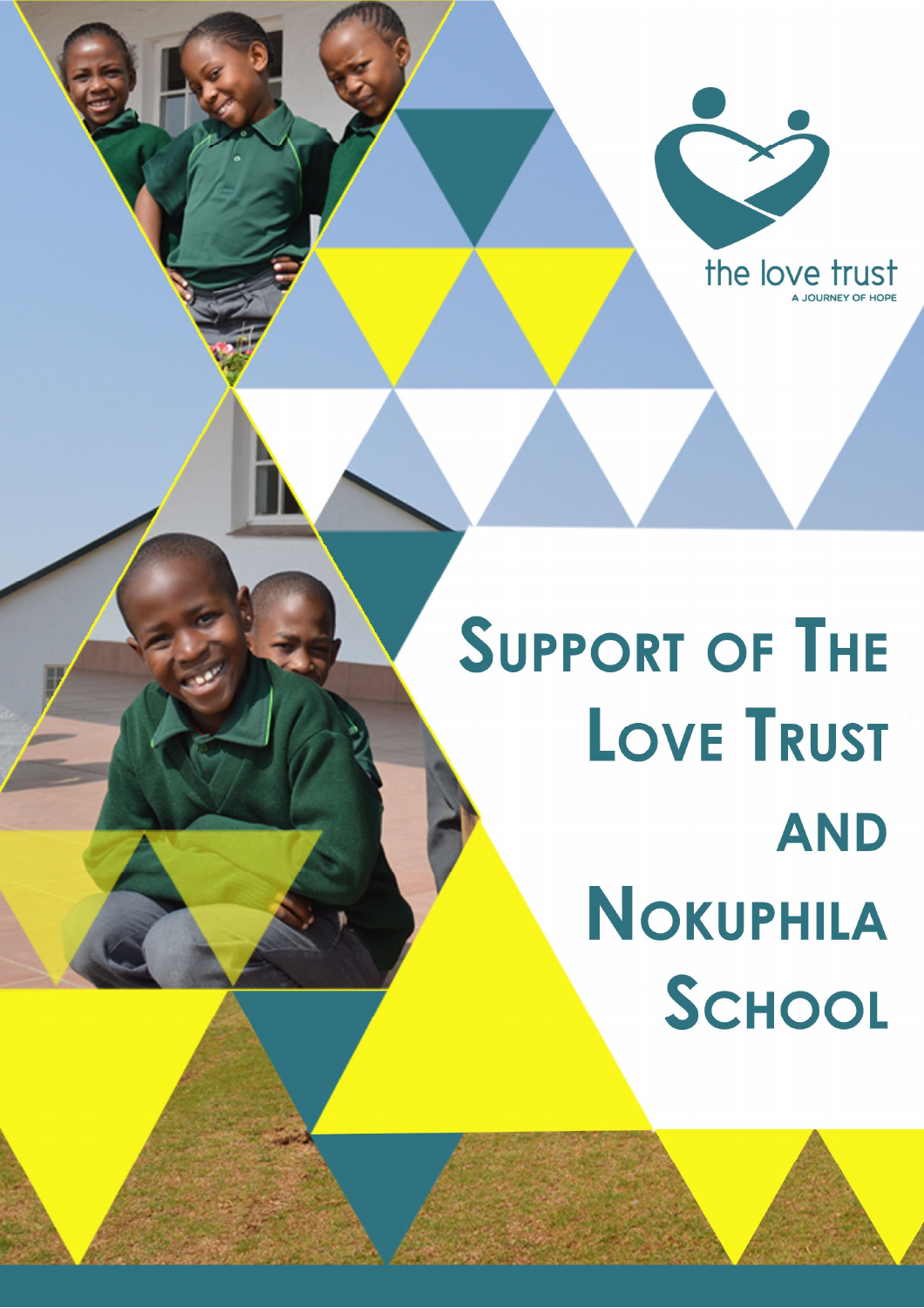the love trust

A JOURNEY OF HOPE

# Support of The Love Trust and Nokuphila School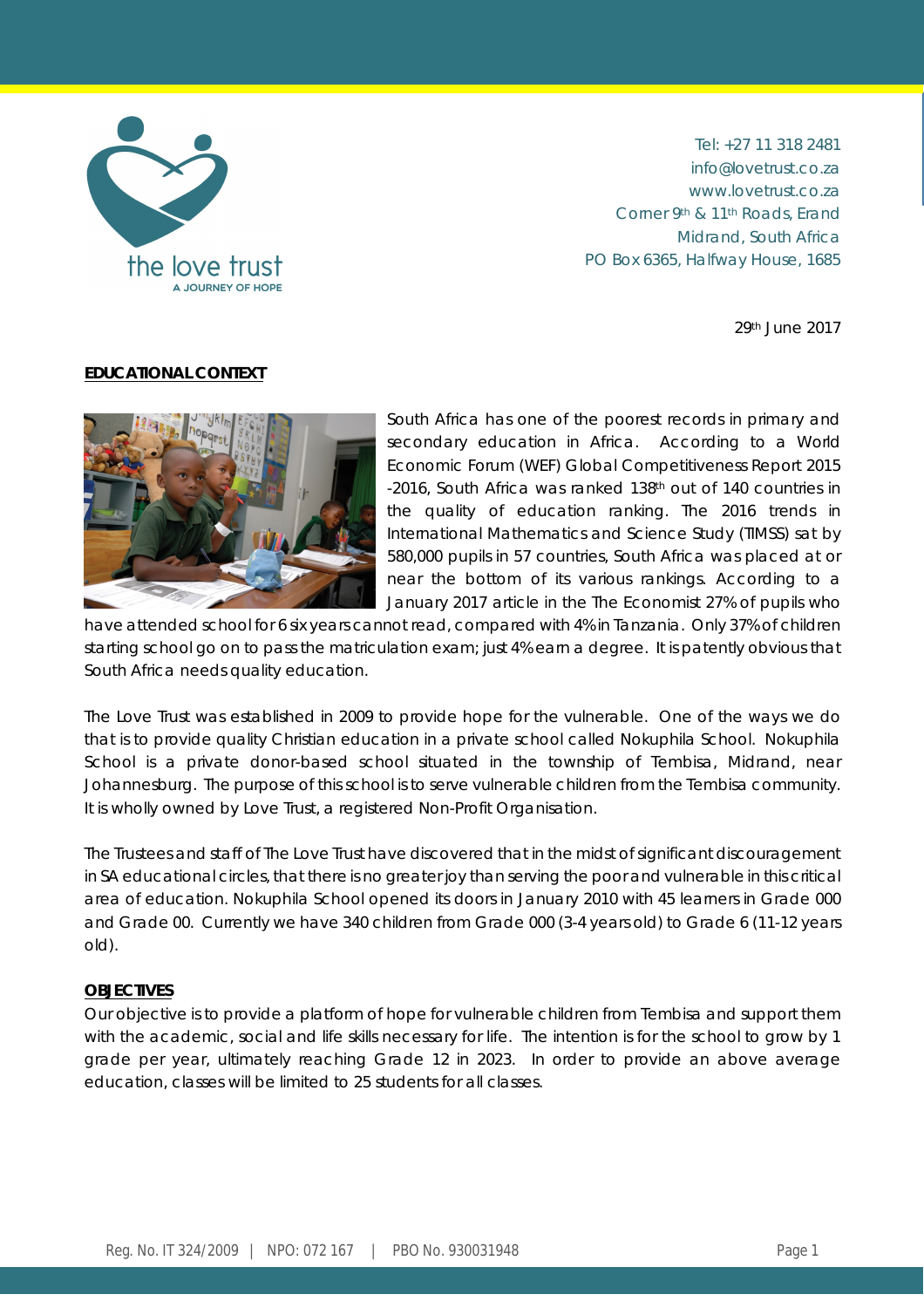Tel: +27 11 318 2481
info@lovetrust.co.za
www.lovetrust.co.za
Corner 9th & 11th Roads, Erand
Midrand, South Africa
PO Box 6365, Halfway House, 1685

29th June 2017

**EDUCATIONAL CONTEXT**

South Africa has one of the poorest records in primary and secondary education in Africa. According to a World Economic Forum (WEF) Global Competitiveness Report 2015 -2016, South Africa was ranked 138th out of 140 countries in the quality of education ranking. The 2016 trends in International Mathematics and Science Study (TIMSS) sat by 580,000 pupils in 57 countries, South Africa was placed at or near the bottom of its various rankings. According to a January 2017 article in the The Economist 27% of pupils who have attended school for 6 six years cannot read, compared with 4% in Tanzania. Only 37% of children starting school go on to pass the matriculation exam; just 4% earn a degree. It is patently obvious that South Africa needs quality education.

The Love Trust was established in 2009 to provide hope for the vulnerable. One of the ways we do that is to provide quality Christian education in a private school called Nokuphila School. Nokuphila School is a private donor-based school situated in the township of Tembisa, Midrand, near Johannesburg. The purpose of this school is to serve vulnerable children from the Tembisa community. It is wholly owned by Love Trust, a registered Non-Profit Organisation.

The Trustees and staff of The Love Trust have discovered that in the midst of significant discouragement in SA educational circles, that there is no greater joy than serving the poor and vulnerable in this critical area of education. Nokuphila School opened its doors in January 2010 with 45 learners in Grade 000 and Grade 00. Currently we have 340 children from Grade 000 (3-4 years old) to Grade 6 (11-12 years old).

**OBJECTIVES**

Our objective is to provide a platform of hope for vulnerable children from Tembisa and support them with the academic, social and life skills necessary for life. The intention is for the school to grow by 1 grade per year, ultimately reaching Grade 12 in 2023. In order to provide an above average education, classes will be limited to 25 students for all classes.

Reg. No. IT 324/2009 | NPO: 072 167 | PBO No. 930031948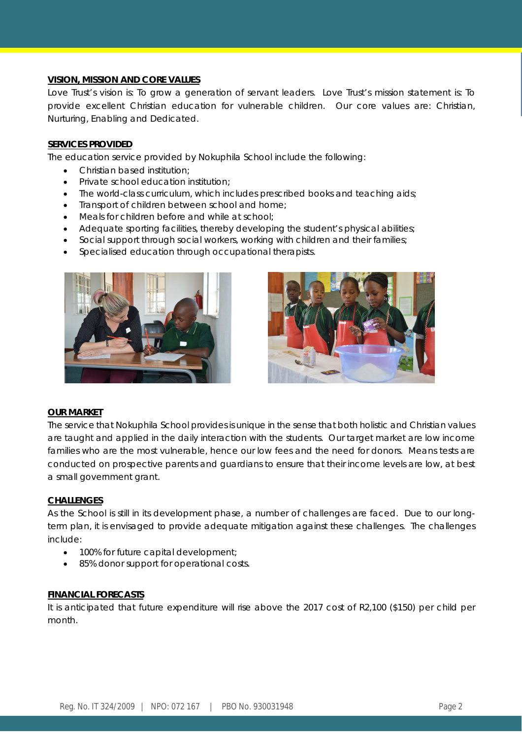## VISION, MISSION AND CORE VALUES

Love Trust's vision is: To grow a generation of servant leaders. Love Trust's mission statement is: To provide excellent Christian education for vulnerable children. Our core values are: Christian, Nurturing, Enabling and Dedicated.

## SERVICES PROVIDED

The education service provided by Nokuphila School include the following:

- Christian based institution;
- Private school education institution;
- The world-class curriculum, which includes prescribed books and teaching aids;
- Transport of children between school and home;
- Meals for children before and while at school;
- Adequate sporting facilities, thereby developing the student's physical abilities;
- Social support through social workers, working with children and their families;
- Specialised education through occupational therapists.

## OUR MARKET

The service that Nokuphila School provides is unique in the sense that both holistic and Christian values are taught and applied in the daily interaction with the students. Our target market are low income families who are the most vulnerable, hence our low fees and the need for donors. Means tests are conducted on prospective parents and guardians to ensure that their income levels are low, at best a small government grant.

## CHALLENGES

As the School is still in its development phase, a number of challenges are faced. Due to our long-term plan, it is envisaged to provide adequate mitigation against these challenges. The challenges include:

- 100% for future capital development;
- 85% donor support for operational costs.

## FINANCIAL FORECASTS

It is anticipated that future expenditure will rise above the 2017 cost of R2,100 ($150) per child per month.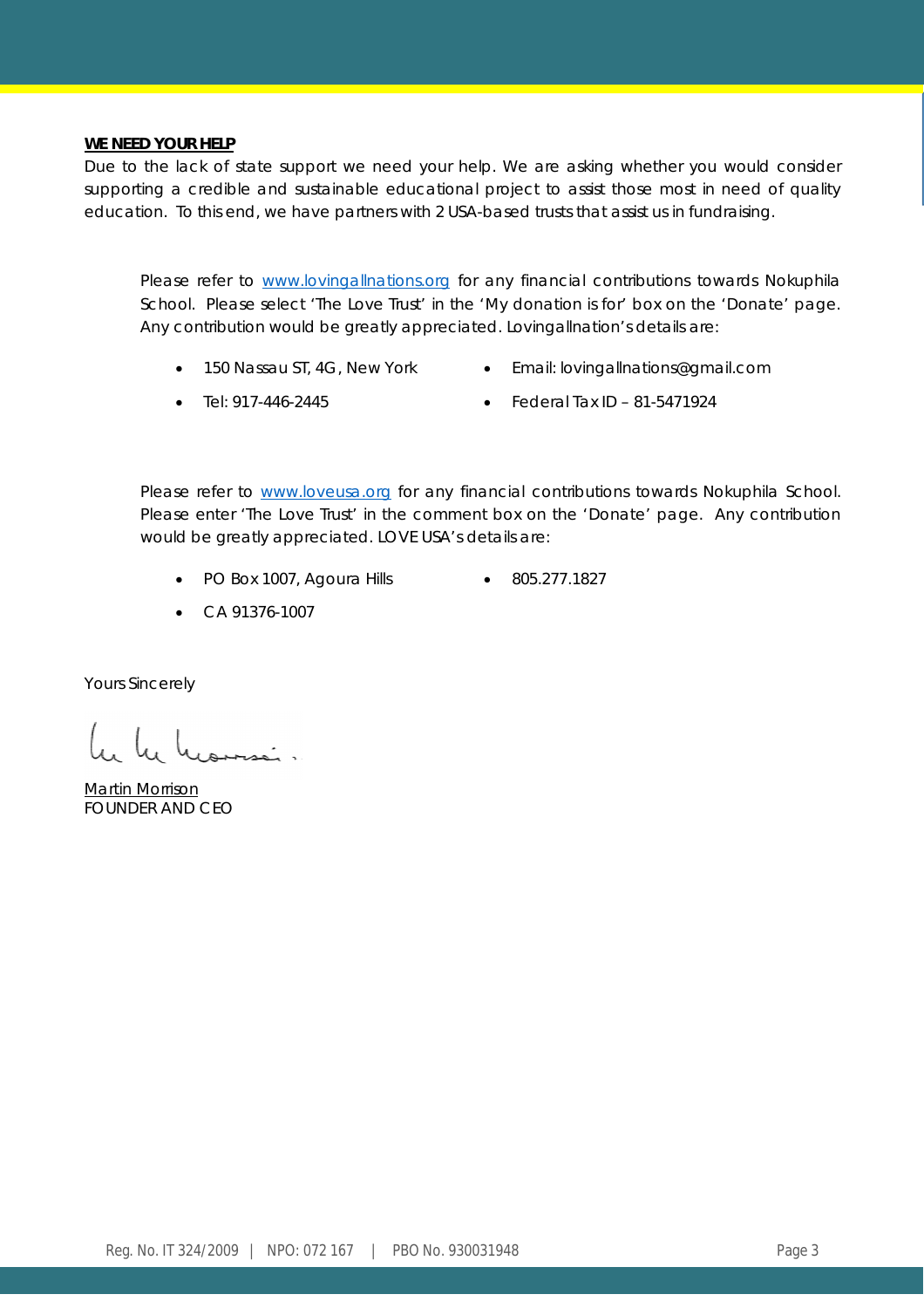**WE NEED YOUR HELP**

Due to the lack of state support we need your help. We are asking whether you would consider supporting a credible and sustainable educational project to assist those most in need of quality education. To this end, we have partners with 2 USA-based trusts that assist us in fundraising.

Please refer to [www.lovingallnations.org](www.lovingallnations.org) for any financial contributions towards Nokuphila School. Please select 'The Love Trust' in the 'My donation is for' box on the 'Donate' page. Any contribution would be greatly appreciated. Lovingallnation's details are:

- 150 Nassau ST, 4G, New York
- Email: lovingallnations@gmail.com
- Tel: 917-446-2445
- Federal Tax ID – 81-5471924

Please refer to [www.loveusa.org](www.loveusa.org) for any financial contributions towards Nokuphila School. Please enter 'The Love Trust' in the comment box on the 'Donate' page. Any contribution would be greatly appreciated. LOVE USA's details are:

- PO Box 1007, Agoura Hills
- CA 91376-1007
- 805.277.1827

Yours Sincerely

Martin Morrison
FOUNDER AND CEO

Reg. No. IT 324/2009 | NPO: 072 167 | PBO No. 930031948